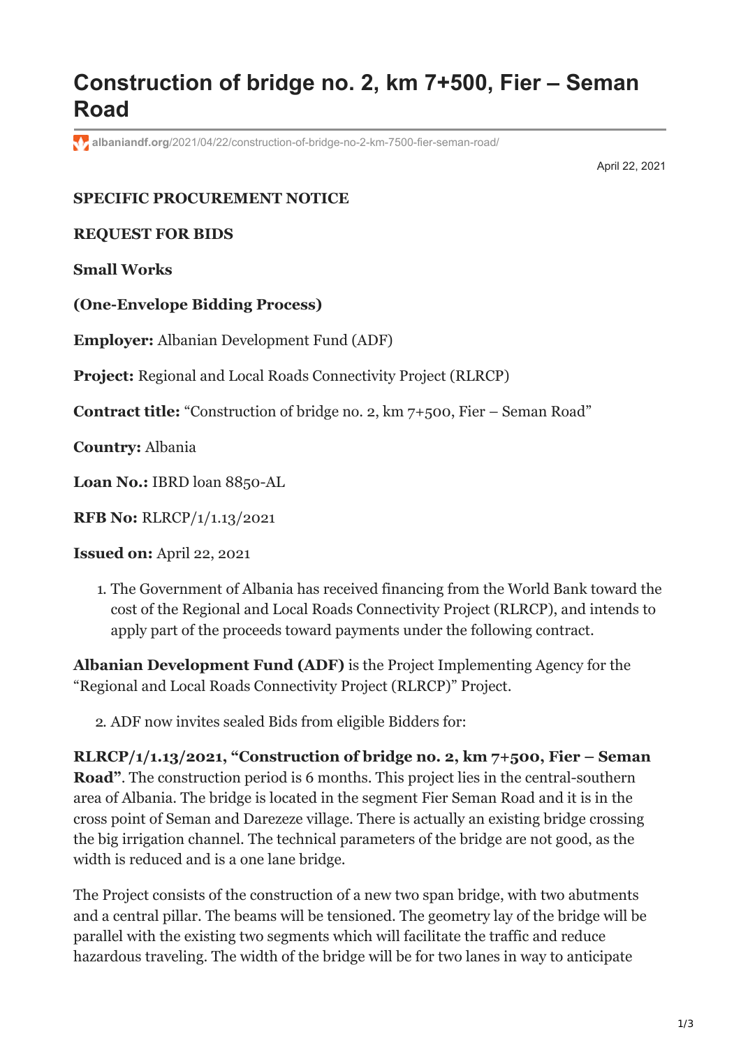# Construction of bridge no. 2, km 7+500, Fier – Seman Road

albaniandf.org/2021/04/22/construction-of-bridge-no-2-km-7500-fier-seman-road/

April 22, 2021

**SPECIFIC PROCUREMENT NOTICE**

**REQUEST FOR BIDS**

**Small Works**

**(One-Envelope Bidding Process)**

**Employer:** Albanian Development Fund (ADF)

**Project:** Regional and Local Roads Connectivity Project (RLRCP)

**Contract title:** "Construction of bridge no. 2, km 7+500, Fier – Seman Road"

**Country:** Albania

**Loan No.:** IBRD loan 8850-AL

**RFB No:** RLRCP/1/1.13/2021

**Issued on:** April 22, 2021

1. The Government of Albania has received financing from the World Bank toward the cost of the Regional and Local Roads Connectivity Project (RLRCP), and intends to apply part of the proceeds toward payments under the following contract.

**Albanian Development Fund (ADF)** is the Project Implementing Agency for the "Regional and Local Roads Connectivity Project (RLRCP)" Project.

2. ADF now invites sealed Bids from eligible Bidders for:

**RLRCP/1/1.13/2021, "Construction of bridge no. 2, km 7+500, Fier – Seman Road"**. The construction period is 6 months. This project lies in the central-southern area of Albania. The bridge is located in the segment Fier Seman Road and it is in the cross point of Seman and Darezeze village. There is actually an existing bridge crossing the big irrigation channel. The technical parameters of the bridge are not good, as the width is reduced and is a one lane bridge.

The Project consists of the construction of a new two span bridge, with two abutments and a central pillar. The beams will be tensioned. The geometry lay of the bridge will be parallel with the existing two segments which will facilitate the traffic and reduce hazardous traveling. The width of the bridge will be for two lanes in way to anticipate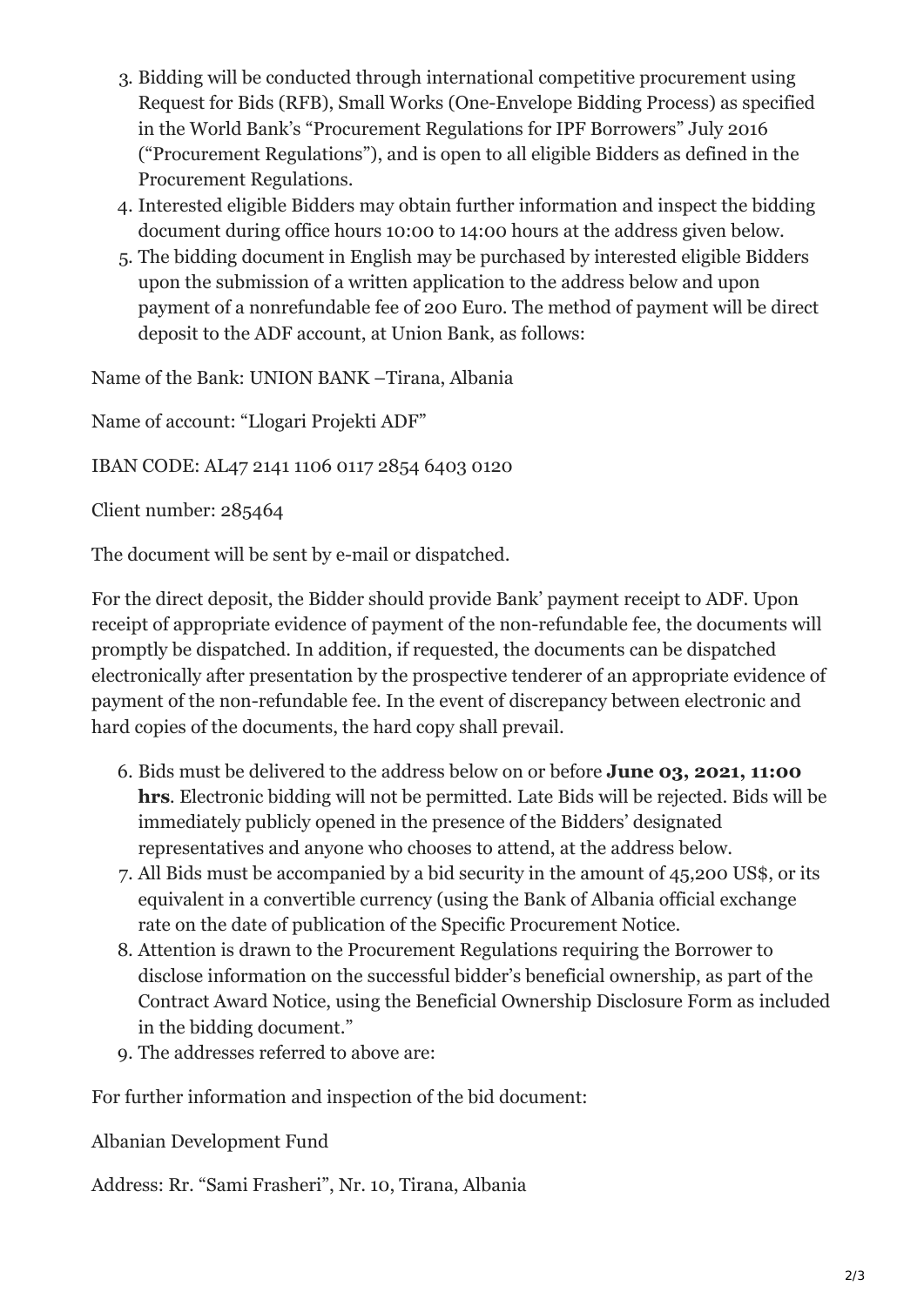3. Bidding will be conducted through international competitive procurement using Request for Bids (RFB), Small Works (One-Envelope Bidding Process) as specified in the World Bank's "Procurement Regulations for IPF Borrowers" July 2016 ("Procurement Regulations"), and is open to all eligible Bidders as defined in the Procurement Regulations.
4. Interested eligible Bidders may obtain further information and inspect the bidding document during office hours 10:00 to 14:00 hours at the address given below.
5. The bidding document in English may be purchased by interested eligible Bidders upon the submission of a written application to the address below and upon payment of a nonrefundable fee of 200 Euro. The method of payment will be direct deposit to the ADF account, at Union Bank, as follows:

Name of the Bank: UNION BANK –Tirana, Albania

Name of account: "Llogari Projekti ADF"

IBAN CODE: AL47 2141 1106 0117 2854 6403 0120

Client number: 285464

The document will be sent by e-mail or dispatched.

For the direct deposit, the Bidder should provide Bank' payment receipt to ADF. Upon receipt of appropriate evidence of payment of the non-refundable fee, the documents will promptly be dispatched. In addition, if requested, the documents can be dispatched electronically after presentation by the prospective tenderer of an appropriate evidence of payment of the non-refundable fee. In the event of discrepancy between electronic and hard copies of the documents, the hard copy shall prevail.

6. Bids must be delivered to the address below on or before **June 03, 2021, 11:00 hrs**. Electronic bidding will not be permitted. Late Bids will be rejected. Bids will be immediately publicly opened in the presence of the Bidders' designated representatives and anyone who chooses to attend, at the address below.
7. All Bids must be accompanied by a bid security in the amount of 45,200 US$, or its equivalent in a convertible currency (using the Bank of Albania official exchange rate on the date of publication of the Specific Procurement Notice.
8. Attention is drawn to the Procurement Regulations requiring the Borrower to disclose information on the successful bidder's beneficial ownership, as part of the Contract Award Notice, using the Beneficial Ownership Disclosure Form as included in the bidding document."
9. The addresses referred to above are:

For further information and inspection of the bid document:

Albanian Development Fund

Address: Rr. "Sami Frasheri", Nr. 10, Tirana, Albania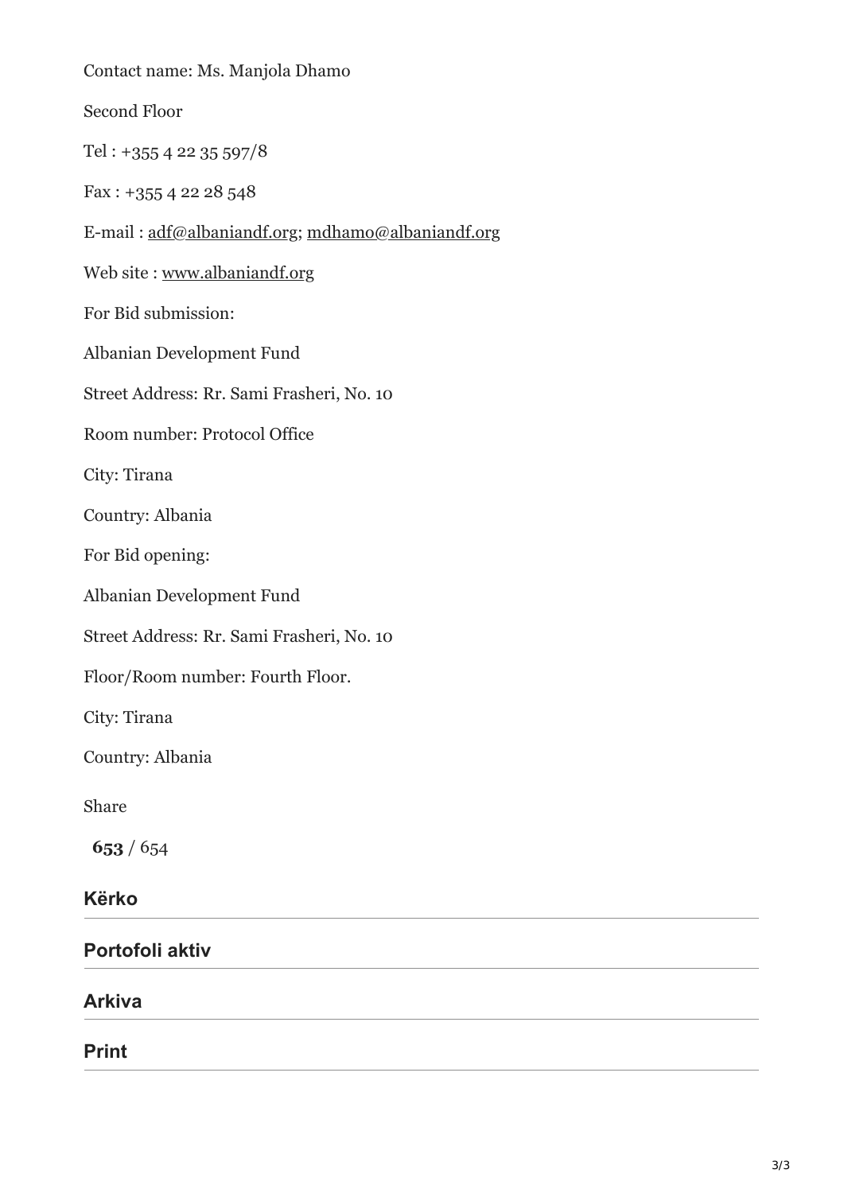Contact name: Ms. Manjola Dhamo

Second Floor

Tel : +355 4 22 35 597/8

Fax : +355 4 22 28 548

E-mail : adf@albaniandf.org; mdhamo@albaniandf.org

Web site : www.albaniandf.org

For Bid submission:

Albanian Development Fund

Street Address: Rr. Sami Frasheri, No. 10

Room number: Protocol Office

City: Tirana

Country: Albania

For Bid opening:

Albanian Development Fund

Street Address: Rr. Sami Frasheri, No. 10

Floor/Room number: Fourth Floor.

City: Tirana

Country: Albania

Share

**653** / 654

### Kërko

### Portofoli aktiv

### Arkiva

### Print